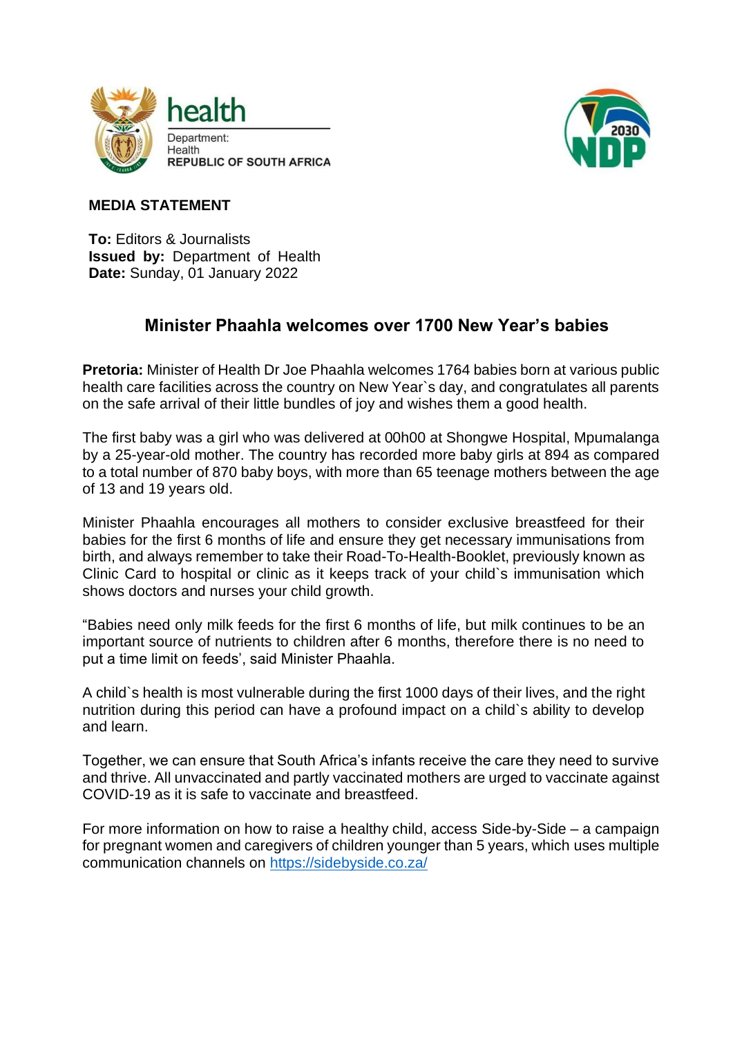health

Department:
Health
**REPUBLIC OF SOUTH AFRICA**

**MEDIA STATEMENT**

**To:** Editors & Journalists
**Issued by:** Department of Health
**Date:** Sunday, 01 January 2022

## Minister Phaahla welcomes over 1700 New Year's babies

**Pretoria:** Minister of Health Dr Joe Phaahla welcomes 1764 babies born at various public health care facilities across the country on New Year`s day, and congratulates all parents on the safe arrival of their little bundles of joy and wishes them a good health.

The first baby was a girl who was delivered at 00h00 at Shongwe Hospital, Mpumalanga by a 25-year-old mother. The country has recorded more baby girls at 894 as compared to a total number of 870 baby boys, with more than 65 teenage mothers between the age of 13 and 19 years old.

Minister Phaahla encourages all mothers to consider exclusive breastfeed for their babies for the first 6 months of life and ensure they get necessary immunisations from birth, and always remember to take their Road-To-Health-Booklet, previously known as Clinic Card to hospital or clinic as it keeps track of your child`s immunisation which shows doctors and nurses your child growth.

"Babies need only milk feeds for the first 6 months of life, but milk continues to be an important source of nutrients to children after 6 months, therefore there is no need to put a time limit on feeds', said Minister Phaahla.

A child`s health is most vulnerable during the first 1000 days of their lives, and the right nutrition during this period can have a profound impact on a child`s ability to develop and learn.

Together, we can ensure that South Africa's infants receive the care they need to survive and thrive. All unvaccinated and partly vaccinated mothers are urged to vaccinate against COVID-19 as it is safe to vaccinate and breastfeed.

For more information on how to raise a healthy child, access Side-by-Side – a campaign for pregnant women and caregivers of children younger than 5 years, which uses multiple communication channels on https://sidebyside.co.za/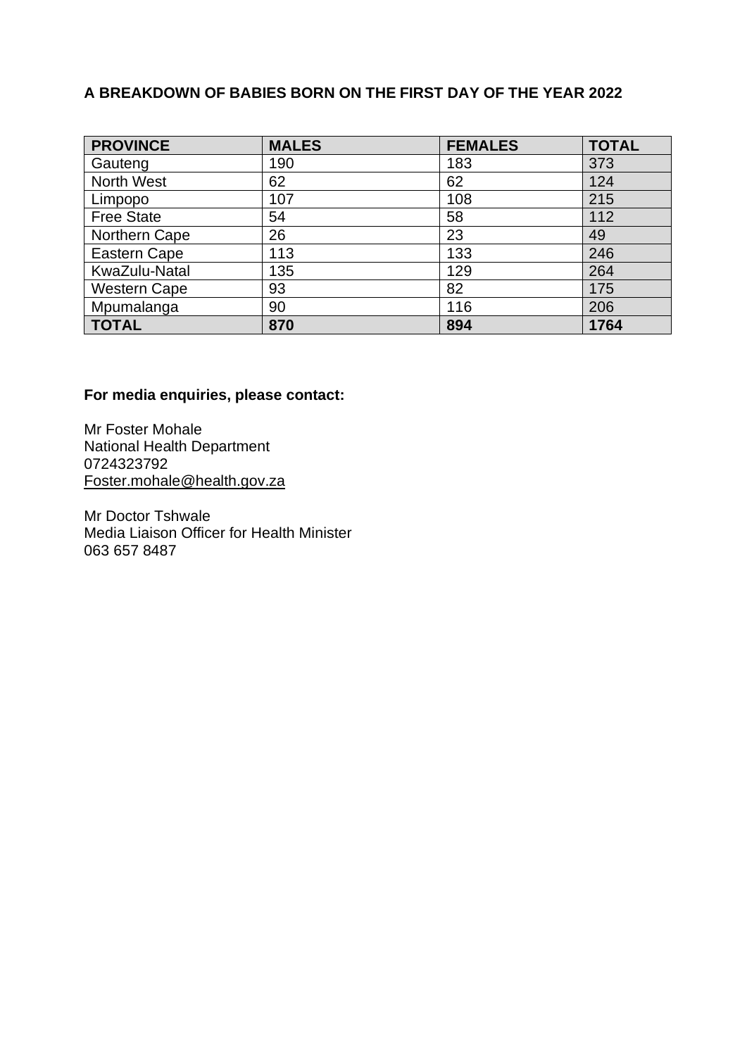**A BREAKDOWN OF BABIES BORN ON THE FIRST DAY OF THE YEAR 2022**

| PROVINCE | MALES | FEMALES | TOTAL |
|---|---|---|---|
| Gauteng | 190 | 183 | 373 |
| North West | 62 | 62 | 124 |
| Limpopo | 107 | 108 | 215 |
| Free State | 54 | 58 | 112 |
| Northern Cape | 26 | 23 | 49 |
| Eastern Cape | 113 | 133 | 246 |
| KwaZulu-Natal | 135 | 129 | 264 |
| Western Cape | 93 | 82 | 175 |
| Mpumalanga | 90 | 116 | 206 |
| **TOTAL** | **870** | **894** | **1764** |

**For media enquiries, please contact:**

Mr Foster Mohale
National Health Department
0724323792
Foster.mohale@health.gov.za

Mr Doctor Tshwale
Media Liaison Officer for Health Minister
063 657 8487